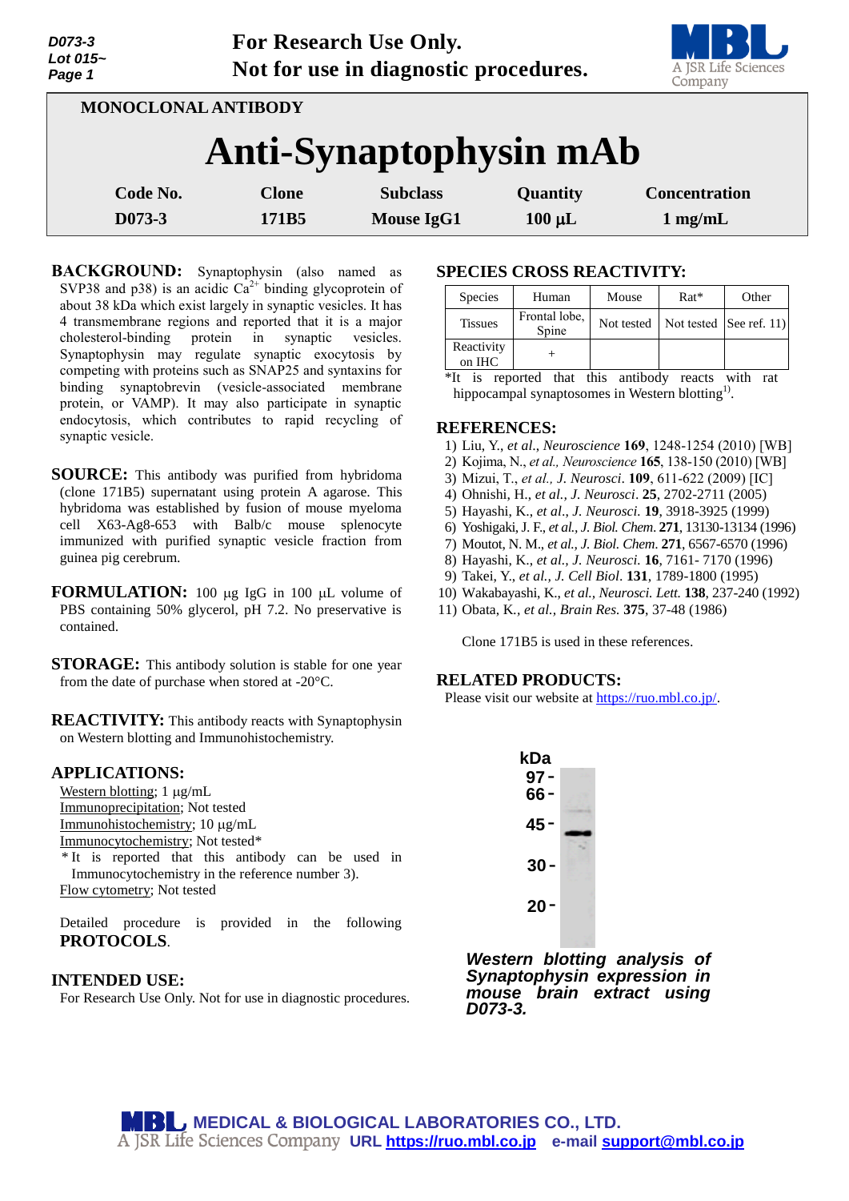For Research Use Only.
Not for use in diagnostic procedures.

MONOCLONAL ANTIBODY

# Anti-Synaptophysin mAb

| Code No. | Clone | Subclass | Quantity | Concentration |
|---|---|---|---|---|
| D073-3 | 171B5 | Mouse IgG1 | 100 µL | 1 mg/mL |

**BACKGROUND:** Synaptophysin (also named as SVP38 and p38) is an acidic $Ca^{2+}$ binding glycoprotein of about 38 kDa which exist largely in synaptic vesicles. It has 4 transmembrane regions and reported that it is a major cholesterol-binding protein in synaptic vesicles. Synaptophysin may regulate synaptic exocytosis by competing with proteins such as SNAP25 and syntaxins for binding synaptobrevin (vesicle-associated membrane protein, or VAMP). It may also participate in synaptic endocytosis, which contributes to rapid recycling of synaptic vesicle.

**SOURCE:** This antibody was purified from hybridoma (clone 171B5) supernatant using protein A agarose. This hybridoma was established by fusion of mouse myeloma cell X63-Ag8-653 with Balb/c mouse splenocyte immunized with purified synaptic vesicle fraction from guinea pig cerebrum.

**FORMULATION:** 100 µg IgG in 100 µL volume of PBS containing 50% glycerol, pH 7.2. No preservative is contained.

**STORAGE:** This antibody solution is stable for one year from the date of purchase when stored at -20°C.

**REACTIVITY:** This antibody reacts with Synaptophysin on Western blotting and Immunohistochemistry.

**APPLICATIONS:**

Western blotting; 1 µg/mL
Immunoprecipitation; Not tested
Immunohistochemistry; 10 µg/mL
Immunocytochemistry; Not tested*
*It is reported that this antibody can be used in Immunocytochemistry in the reference number 3).
Flow cytometry; Not tested

Detailed procedure is provided in the following **PROTOCOLS**.

**INTENDED USE:**
For Research Use Only. Not for use in diagnostic procedures.

**SPECIES CROSS REACTIVITY:**

| Species | Human | Mouse | Rat* | Other |
|---|---|---|---|---|
| Tissues | Frontal lobe, Spine | Not tested | Not tested | See ref. 11) |
| Reactivity on IHC | + | | | |

*It is reported that this antibody reacts with rat hippocampal synaptosomes in Western blotting[1].

**REFERENCES:**

1) Liu, Y., *et al*., *Neuroscience* **169**, 1248-1254 (2010) [WB]
2) Kojima, N., *et al., Neuroscience* **165**, 138-150 (2010) [WB]
3) Mizui, T., *et al., J. Neurosci*. **109**, 611-622 (2009) [IC]
4) Ohnishi, H., *et al., J. Neurosci*. **25**, 2702-2711 (2005)
5) Hayashi, K., *et al., J. Neurosci.* **19**, 3918-3925 (1999)
6) Yoshigaki, J. F., *et al., J. Biol. Chem*. **271**, 13130-13134 (1996)
7) Moutot, N. M., *et al., J. Biol. Chem*. **271**, 6567-6570 (1996)
8) Hayashi, K., *et al., J. Neurosci.* **16**, 7161- 7170 (1996)
9) Takei, Y., *et al., J. Cell Biol*. **131**, 1789-1800 (1995)
10) Wakabayashi, K., *et al., Neurosci. Lett.* **138**, 237-240 (1992)
11) Obata, K., *et al., Brain Res.* **375**, 37-48 (1986)

Clone 171B5 is used in these references.

**RELATED PRODUCTS:**
Please visit our website at https://ruo.mbl.co.jp/.

kDa: 97, 66, 45, 30, 20

***Western blotting analysis of Synaptophysin expression in mouse brain extract using D073-3.***

MEDICAL & BIOLOGICAL LABORATORIES CO., LTD.
A JSR Life Sciences Company URL https://ruo.mbl.co.jp e-mail support@mbl.co.jp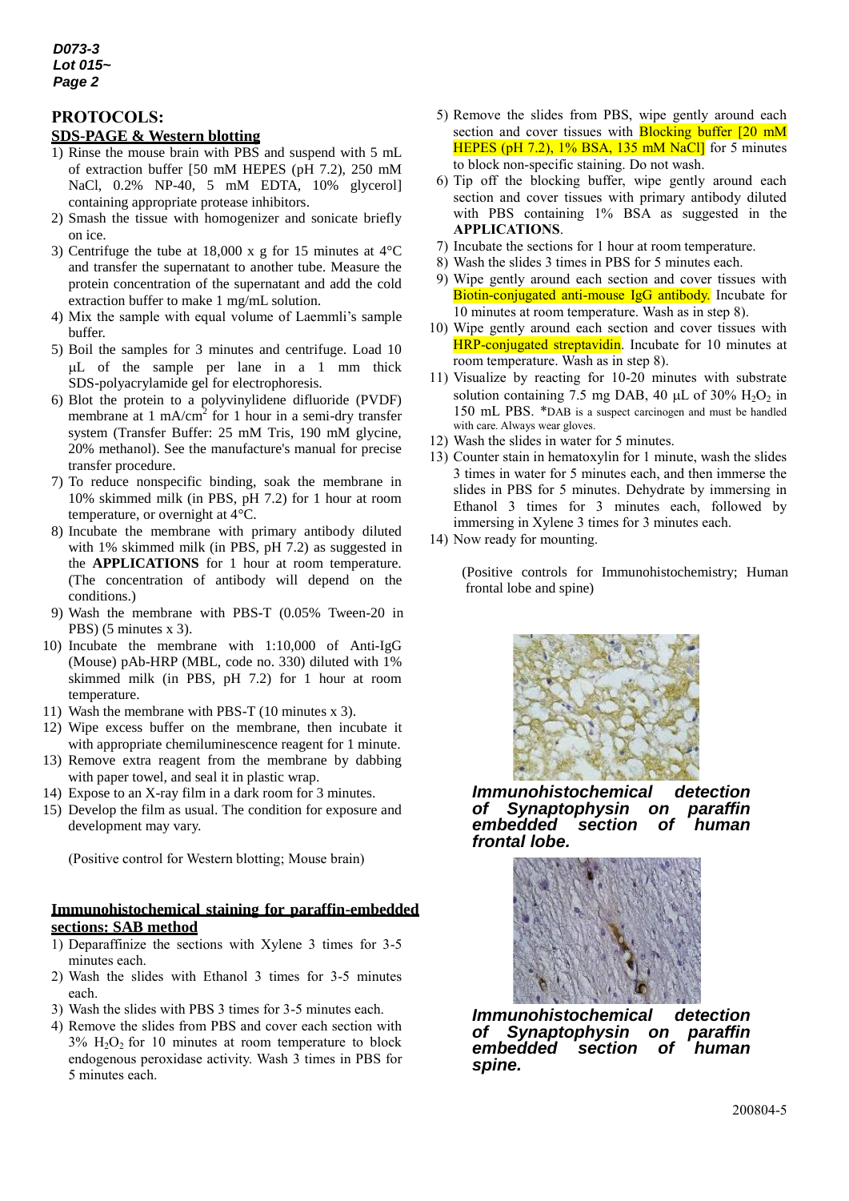## PROTOCOLS:

### SDS-PAGE & Western blotting

1) Rinse the mouse brain with PBS and suspend with 5 mL of extraction buffer [50 mM HEPES (pH 7.2), 250 mM NaCl, 0.2% NP-40, 5 mM EDTA, 10% glycerol] containing appropriate protease inhibitors.
2) Smash the tissue with homogenizer and sonicate briefly on ice.
3) Centrifuge the tube at 18,000 x g for 15 minutes at 4°C and transfer the supernatant to another tube. Measure the protein concentration of the supernatant and add the cold extraction buffer to make 1 mg/mL solution.
4) Mix the sample with equal volume of Laemmli's sample buffer.
5) Boil the samples for 3 minutes and centrifuge. Load 10 μL of the sample per lane in a 1 mm thick SDS-polyacrylamide gel for electrophoresis.
6) Blot the protein to a polyvinylidene difluoride (PVDF) membrane at 1 mA/$cm^2$ for 1 hour in a semi-dry transfer system (Transfer Buffer: 25 mM Tris, 190 mM glycine, 20% methanol). See the manufacture's manual for precise transfer procedure.
7) To reduce nonspecific binding, soak the membrane in 10% skimmed milk (in PBS, pH 7.2) for 1 hour at room temperature, or overnight at 4°C.
8) Incubate the membrane with primary antibody diluted with 1% skimmed milk (in PBS, pH 7.2) as suggested in the **APPLICATIONS** for 1 hour at room temperature. (The concentration of antibody will depend on the conditions.)
9) Wash the membrane with PBS-T (0.05% Tween-20 in PBS) (5 minutes x 3).
10) Incubate the membrane with 1:10,000 of Anti-IgG (Mouse) pAb-HRP (MBL, code no. 330) diluted with 1% skimmed milk (in PBS, pH 7.2) for 1 hour at room temperature.
11) Wash the membrane with PBS-T (10 minutes x 3).
12) Wipe excess buffer on the membrane, then incubate it with appropriate chemiluminescence reagent for 1 minute.
13) Remove extra reagent from the membrane by dabbing with paper towel, and seal it in plastic wrap.
14) Expose to an X-ray film in a dark room for 3 minutes.
15) Develop the film as usual. The condition for exposure and development may vary.

(Positive control for Western blotting; Mouse brain)

### Immunohistochemical staining for paraffin-embedded sections: SAB method

1) Deparaffinize the sections with Xylene 3 times for 3-5 minutes each.
2) Wash the slides with Ethanol 3 times for 3-5 minutes each.
3) Wash the slides with PBS 3 times for 3-5 minutes each.
4) Remove the slides from PBS and cover each section with 3% $H_2O_2$ for 10 minutes at room temperature to block endogenous peroxidase activity. Wash 3 times in PBS for 5 minutes each.
5) Remove the slides from PBS, wipe gently around each section and cover tissues with Blocking buffer [20 mM HEPES (pH 7.2), 1% BSA, 135 mM NaCl] for 5 minutes to block non-specific staining. Do not wash.
6) Tip off the blocking buffer, wipe gently around each section and cover tissues with primary antibody diluted with PBS containing 1% BSA as suggested in the **APPLICATIONS**.
7) Incubate the sections for 1 hour at room temperature.
8) Wash the slides 3 times in PBS for 5 minutes each.
9) Wipe gently around each section and cover tissues with Biotin-conjugated anti-mouse IgG antibody. Incubate for 10 minutes at room temperature. Wash as in step 8).
10) Wipe gently around each section and cover tissues with HRP-conjugated streptavidin. Incubate for 10 minutes at room temperature. Wash as in step 8).
11) Visualize by reacting for 10-20 minutes with substrate solution containing 7.5 mg DAB, 40 μL of 30% $H_2O_2$ in 150 mL PBS. *DAB is a suspect carcinogen and must be handled with care. Always wear gloves.
12) Wash the slides in water for 5 minutes.
13) Counter stain in hematoxylin for 1 minute, wash the slides 3 times in water for 5 minutes each, and then immerse the slides in PBS for 5 minutes. Dehydrate by immersing in Ethanol 3 times for 3 minutes each, followed by immersing in Xylene 3 times for 3 minutes each.
14) Now ready for mounting.

(Positive controls for Immunohistochemistry; Human frontal lobe and spine)

***Immunohistochemical detection of Synaptophysin on paraffin embedded section of human frontal lobe.***

***Immunohistochemical detection of Synaptophysin on paraffin embedded section of human spine.***

200804-5